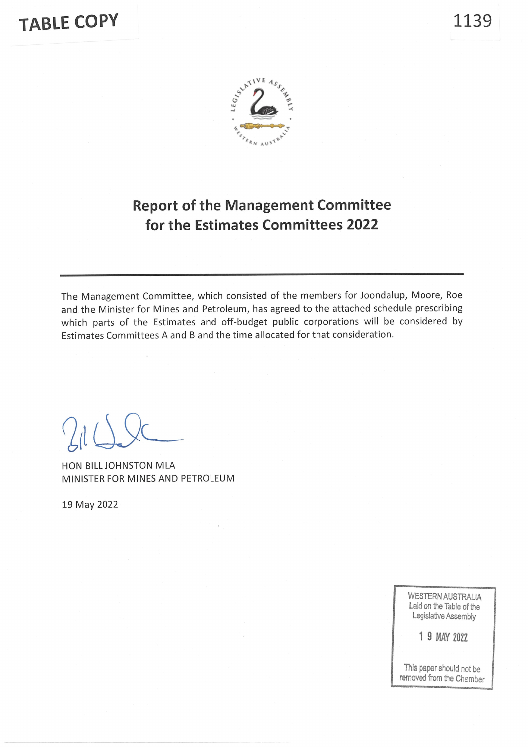TABLE COPY

# Report of the Management Committee for the Estimates Committees 2022

---

The Management Committee, which consisted of the members for Joondalup, Moore, Roe and the Minister for Mines and Petroleum, has agreed to the attached schedule prescribing which parts of the Estimates and off-budget public corporations will be considered by Estimates Committees A and B and the time allocated for that consideration.

HON BILL JOHNSTON MLA
MINISTER FOR MINES AND PETROLEUM

19 May 2022

WESTERN AUSTRALIA
Laid on the Table of the Legislative Assembly

19 MAY 2022

This paper should not be removed from the Chamber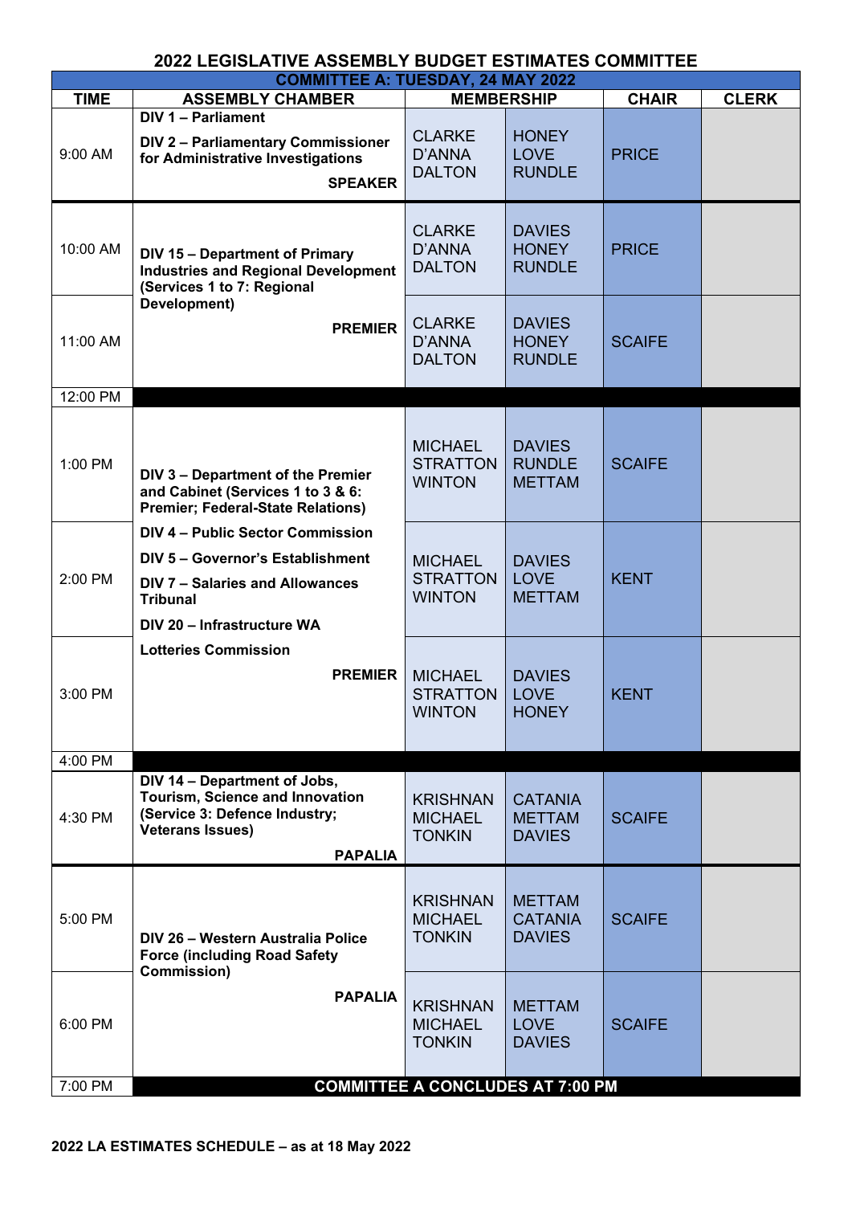## 2022 LEGISLATIVE ASSEMBLY BUDGET ESTIMATES COMMITTEE

### COMMITTEE A: TUESDAY, 24 MAY 2022

| TIME | ASSEMBLY CHAMBER | MEMBERSHIP | | CHAIR | CLERK |
|---|---|---|---|---|---|
| 9:00 AM | **DIV 1 – Parliament**<br>**DIV 2 – Parliamentary Commissioner for Administrative Investigations**<br>**SPEAKER** | CLARKE<br>D'ANNA<br>DALTON | HONEY<br>LOVE<br>RUNDLE | PRICE | |
| 10:00 AM | **DIV 15 – Department of Primary Industries and Regional Development (Services 1 to 7: Regional Development)**<br>**PREMIER** | CLARKE<br>D'ANNA<br>DALTON | DAVIES<br>HONEY<br>RUNDLE | PRICE | |
| 11:00 AM | | CLARKE<br>D'ANNA<br>DALTON | DAVIES<br>HONEY<br>RUNDLE | SCAIFE | |
| 12:00 PM | | | | | |
| 1:00 PM | **DIV 3 – Department of the Premier and Cabinet (Services 1 to 3 & 6: Premier; Federal-State Relations)**<br>**DIV 4 – Public Sector Commission**<br>**DIV 5 – Governor's Establishment**<br>**DIV 7 – Salaries and Allowances Tribunal**<br>**DIV 20 – Infrastructure WA**<br>**Lotteries Commission**<br>**PREMIER** | MICHAEL<br>STRATTON<br>WINTON | DAVIES<br>RUNDLE<br>METTAM | SCAIFE | |
| 2:00 PM | | MICHAEL<br>STRATTON<br>WINTON | DAVIES<br>LOVE<br>METTAM | KENT | |
| 3:00 PM | | MICHAEL<br>STRATTON<br>WINTON | DAVIES<br>LOVE<br>HONEY | KENT | |
| 4:00 PM | | | | | |
| 4:30 PM | **DIV 14 – Department of Jobs, Tourism, Science and Innovation (Service 3: Defence Industry; Veterans Issues)**<br>**PAPALIA** | KRISHNAN<br>MICHAEL<br>TONKIN | CATANIA<br>METTAM<br>DAVIES | SCAIFE | |
| 5:00 PM | **DIV 26 – Western Australia Police Force (including Road Safety Commission)**<br>**PAPALIA** | KRISHNAN<br>MICHAEL<br>TONKIN | METTAM<br>CATANIA<br>DAVIES | SCAIFE | |
| 6:00 PM | | KRISHNAN<br>MICHAEL<br>TONKIN | METTAM<br>LOVE<br>DAVIES | SCAIFE | |
| 7:00 PM | **COMMITTEE A CONCLUDES AT 7:00 PM** | | | | |

**2022 LA ESTIMATES SCHEDULE – as at 18 May 2022**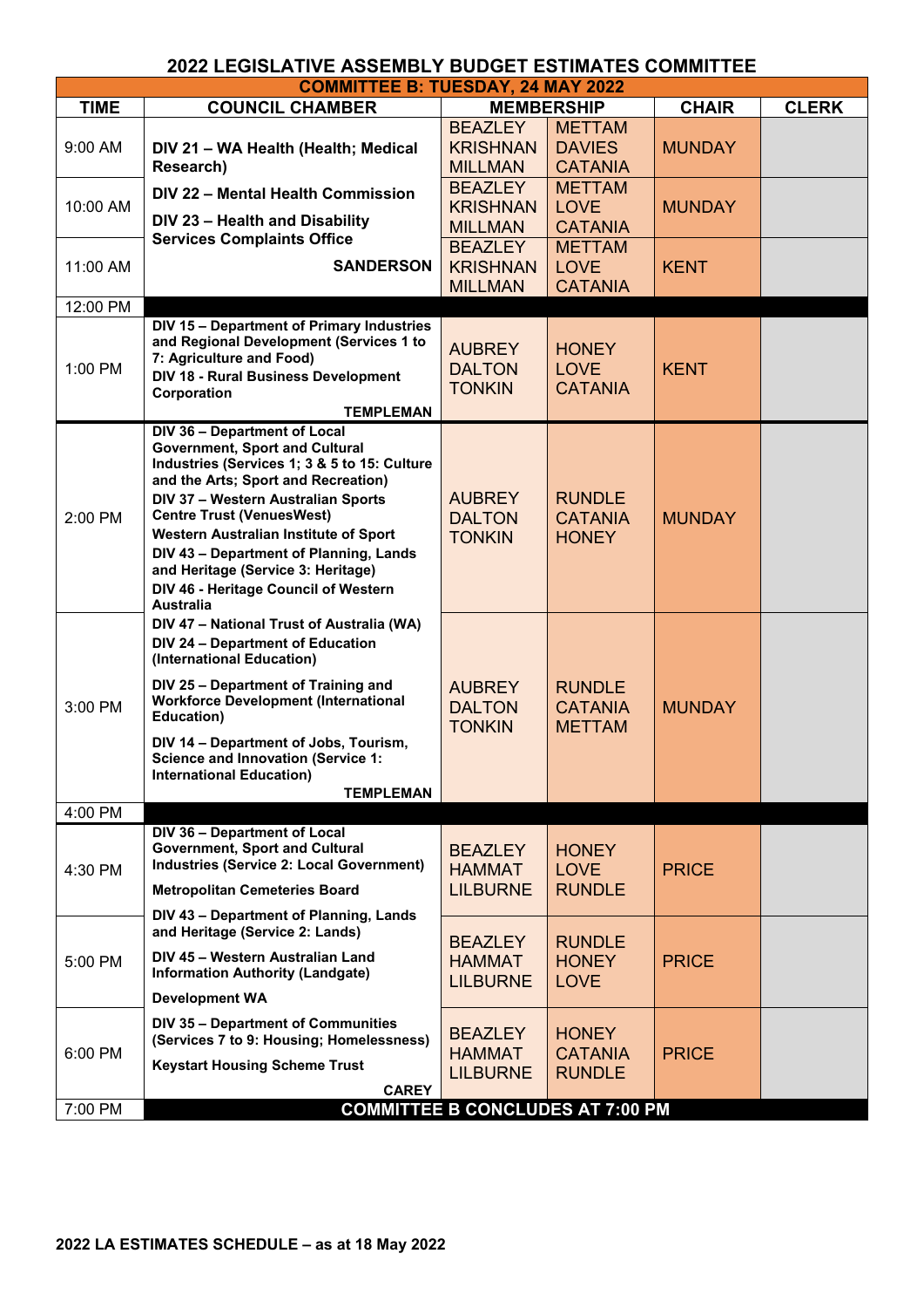# 2022 LEGISLATIVE ASSEMBLY BUDGET ESTIMATES COMMITTEE

## COMMITTEE B: TUESDAY, 24 MAY 2022

| TIME | COUNCIL CHAMBER | MEMBERSHIP | | CHAIR | CLERK |
|---|---|---|---|---|---|
| 9:00 AM | **DIV 21 – WA Health (Health; Medical Research)** | BEAZLEY KRISHNAN MILLMAN | METTAM DAVIES CATANIA | MUNDAY | |
| 10:00 AM | **DIV 22 – Mental Health Commission** **DIV 23 – Health and Disability Services Complaints Office** | BEAZLEY KRISHNAN MILLMAN | METTAM LOVE CATANIA | MUNDAY | |
| 11:00 AM | **SANDERSON** | BEAZLEY KRISHNAN MILLMAN | METTAM LOVE CATANIA | KENT | |
| 12:00 PM | | | | | |
| 1:00 PM | **DIV 15 – Department of Primary Industries and Regional Development (Services 1 to 7: Agriculture and Food)** **DIV 18 - Rural Business Development Corporation** **TEMPLEMAN** | AUBREY DALTON TONKIN | HONEY LOVE CATANIA | KENT | |
| 2:00 PM | **DIV 36 – Department of Local Government, Sport and Cultural Industries (Services 1; 3 & 5 to 15: Culture and the Arts; Sport and Recreation)** **DIV 37 – Western Australian Sports Centre Trust (VenuesWest)** **Western Australian Institute of Sport** **DIV 43 – Department of Planning, Lands and Heritage (Service 3: Heritage)** **DIV 46 - Heritage Council of Western Australia** | AUBREY DALTON TONKIN | RUNDLE CATANIA HONEY | MUNDAY | |
| 3:00 PM | **DIV 47 – National Trust of Australia (WA)** **DIV 24 – Department of Education (International Education)** **DIV 25 – Department of Training and Workforce Development (International Education)** **DIV 14 – Department of Jobs, Tourism, Science and Innovation (Service 1: International Education)** **TEMPLEMAN** | AUBREY DALTON TONKIN | RUNDLE CATANIA METTAM | MUNDAY | |
| 4:00 PM | | | | | |
| 4:30 PM | **DIV 36 – Department of Local Government, Sport and Cultural Industries (Service 2: Local Government)** **Metropolitan Cemeteries Board** | BEAZLEY HAMMAT LILBURNE | HONEY LOVE RUNDLE | PRICE | |
| 5:00 PM | **DIV 43 – Department of Planning, Lands and Heritage (Service 2: Lands)** **DIV 45 – Western Australian Land Information Authority (Landgate)** **Development WA** | BEAZLEY HAMMAT LILBURNE | RUNDLE HONEY LOVE | PRICE | |
| 6:00 PM | **DIV 35 – Department of Communities (Services 7 to 9: Housing; Homelessness)** **Keystart Housing Scheme Trust** **CAREY** | BEAZLEY HAMMAT LILBURNE | HONEY CATANIA RUNDLE | PRICE | |
| 7:00 PM | **COMMITTEE B CONCLUDES AT 7:00 PM** | | | | |

**2022 LA ESTIMATES SCHEDULE – as at 18 May 2022**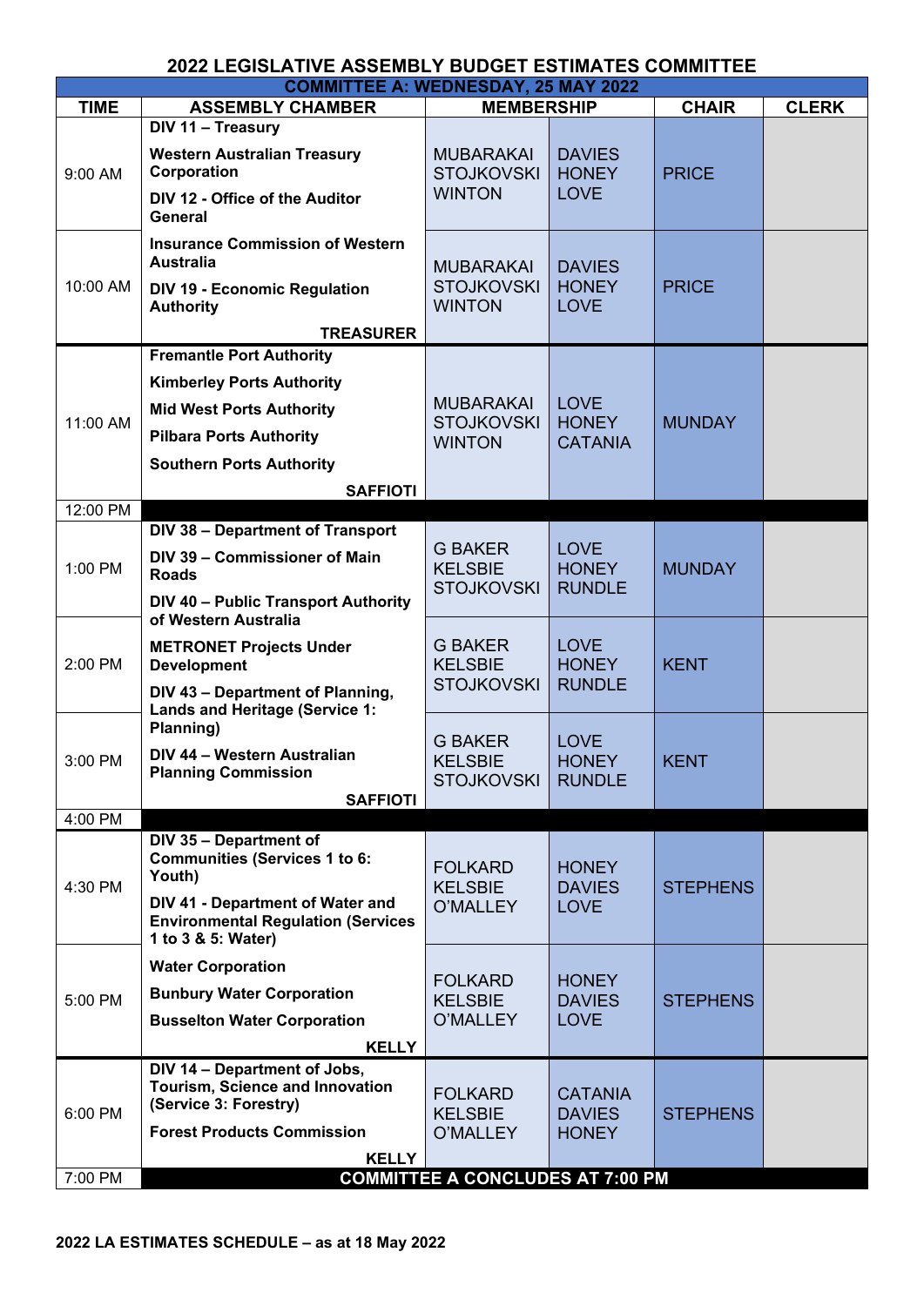# 2022 LEGISLATIVE ASSEMBLY BUDGET ESTIMATES COMMITTEE

## COMMITTEE A: WEDNESDAY, 25 MAY 2022

| TIME | ASSEMBLY CHAMBER | MEMBERSHIP | | CHAIR | CLERK |
|---|---|---|---|---|---|
| 9:00 AM | **DIV 11 – Treasury**<br>**Western Australian Treasury Corporation**<br>**DIV 12 - Office of the Auditor General** | MUBARAKAI<br>STOJKOVSKI<br>WINTON | DAVIES<br>HONEY<br>LOVE | PRICE | |
| 10:00 AM | **Insurance Commission of Western Australia**<br>**DIV 19 - Economic Regulation Authority**<br>**TREASURER** | MUBARAKAI<br>STOJKOVSKI<br>WINTON | DAVIES<br>HONEY<br>LOVE | PRICE | |
| 11:00 AM | **Fremantle Port Authority**<br>**Kimberley Ports Authority**<br>**Mid West Ports Authority**<br>**Pilbara Ports Authority**<br>**Southern Ports Authority**<br>**SAFFIOTI** | MUBARAKAI<br>STOJKOVSKI<br>WINTON | LOVE<br>HONEY<br>CATANIA | MUNDAY | |
| 12:00 PM | | | | | |
| 1:00 PM | **DIV 38 – Department of Transport**<br>**DIV 39 – Commissioner of Main Roads**<br>**DIV 40 – Public Transport Authority of Western Australia** | G BAKER<br>KELSBIE<br>STOJKOVSKI | LOVE<br>HONEY<br>RUNDLE | MUNDAY | |
| 2:00 PM | **METRONET Projects Under Development**<br>**DIV 43 – Department of Planning, Lands and Heritage (Service 1: Planning)** | G BAKER<br>KELSBIE<br>STOJKOVSKI | LOVE<br>HONEY<br>RUNDLE | KENT | |
| 3:00 PM | **DIV 44 – Western Australian Planning Commission**<br>**SAFFIOTI** | G BAKER<br>KELSBIE<br>STOJKOVSKI | LOVE<br>HONEY<br>RUNDLE | KENT | |
| 4:00 PM | | | | | |
| 4:30 PM | **DIV 35 – Department of Communities (Services 1 to 6: Youth)**<br>**DIV 41 - Department of Water and Environmental Regulation (Services 1 to 3 & 5: Water)** | FOLKARD<br>KELSBIE<br>O'MALLEY | HONEY<br>DAVIES<br>LOVE | STEPHENS | |
| 5:00 PM | **Water Corporation**<br>**Bunbury Water Corporation**<br>**Busselton Water Corporation**<br>**KELLY** | FOLKARD<br>KELSBIE<br>O'MALLEY | HONEY<br>DAVIES<br>LOVE | STEPHENS | |
| 6:00 PM | **DIV 14 – Department of Jobs, Tourism, Science and Innovation (Service 3: Forestry)**<br>**Forest Products Commission**<br>**KELLY** | FOLKARD<br>KELSBIE<br>O'MALLEY | CATANIA<br>DAVIES<br>HONEY | STEPHENS | |
| 7:00 PM | **COMMITTEE A CONCLUDES AT 7:00 PM** | | | | |

**2022 LA ESTIMATES SCHEDULE – as at 18 May 2022**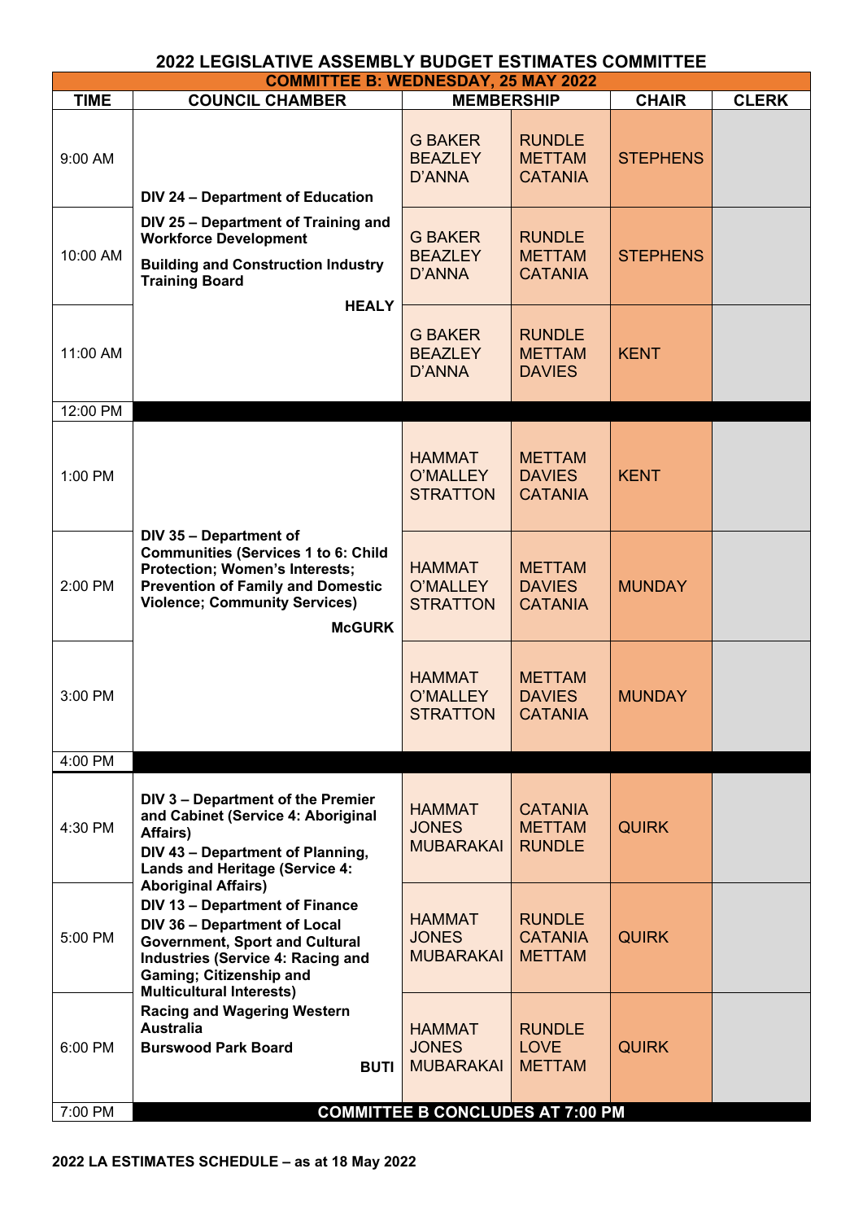## 2022 LEGISLATIVE ASSEMBLY BUDGET ESTIMATES COMMITTEE

**COMMITTEE B: WEDNESDAY, 25 MAY 2022**

| TIME | COUNCIL CHAMBER | MEMBERSHIP | | CHAIR | CLERK |
|---|---|---|---|---|---|
| 9:00 AM | **DIV 24 – Department of Education**<br>**DIV 25 – Department of Training and Workforce Development**<br>**Building and Construction Industry Training Board**<br>**HEALY** | G BAKER<br>BEAZLEY<br>D'ANNA | RUNDLE<br>METTAM<br>CATANIA | STEPHENS | |
| 10:00 AM | | G BAKER<br>BEAZLEY<br>D'ANNA | RUNDLE<br>METTAM<br>CATANIA | STEPHENS | |
| 11:00 AM | | G BAKER<br>BEAZLEY<br>D'ANNA | RUNDLE<br>METTAM<br>DAVIES | KENT | |
| 12:00 PM | | | | | |
| 1:00 PM | **DIV 35 – Department of Communities (Services 1 to 6: Child Protection; Women's Interests; Prevention of Family and Domestic Violence; Community Services)**<br>**McGURK** | HAMMAT<br>O'MALLEY<br>STRATTON | METTAM<br>DAVIES<br>CATANIA | KENT | |
| 2:00 PM | | HAMMAT<br>O'MALLEY<br>STRATTON | METTAM<br>DAVIES<br>CATANIA | MUNDAY | |
| 3:00 PM | | HAMMAT<br>O'MALLEY<br>STRATTON | METTAM<br>DAVIES<br>CATANIA | MUNDAY | |
| 4:00 PM | | | | | |
| 4:30 PM | **DIV 3 – Department of the Premier and Cabinet (Service 4: Aboriginal Affairs)**<br>**DIV 43 – Department of Planning, Lands and Heritage (Service 4: Aboriginal Affairs)**<br>**DIV 13 – Department of Finance**<br>**DIV 36 – Department of Local Government, Sport and Cultural Industries (Service 4: Racing and Gaming; Citizenship and Multicultural Interests)**<br>**Racing and Wagering Western Australia**<br>**Burswood Park Board**<br>**BUTI** | HAMMAT<br>JONES<br>MUBARAKAI | CATANIA<br>METTAM<br>RUNDLE | QUIRK | |
| 5:00 PM | | HAMMAT<br>JONES<br>MUBARAKAI | RUNDLE<br>CATANIA<br>METTAM | QUIRK | |
| 6:00 PM | | HAMMAT<br>JONES<br>MUBARAKAI | RUNDLE<br>LOVE<br>METTAM | QUIRK | |
| 7:00 PM | **COMMITTEE B CONCLUDES AT 7:00 PM** | | | | |

**2022 LA ESTIMATES SCHEDULE – as at 18 May 2022**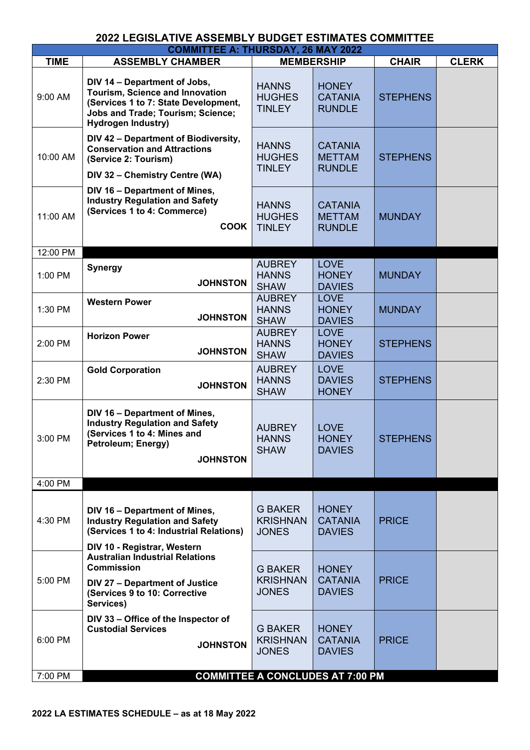## 2022 LEGISLATIVE ASSEMBLY BUDGET ESTIMATES COMMITTEE

**COMMITTEE A: THURSDAY, 26 MAY 2022**

| TIME | ASSEMBLY CHAMBER | MEMBERSHIP | | CHAIR | CLERK |
|---|---|---|---|---|---|
| 9:00 AM | **DIV 14 – Department of Jobs, Tourism, Science and Innovation (Services 1 to 7: State Development, Jobs and Trade; Tourism; Science; Hydrogen Industry)** | HANNS HUGHES TINLEY | HONEY CATANIA RUNDLE | STEPHENS | |
| 10:00 AM | **DIV 42 – Department of Biodiversity, Conservation and Attractions (Service 2: Tourism)** **DIV 32 – Chemistry Centre (WA)** | HANNS HUGHES TINLEY | CATANIA METTAM RUNDLE | STEPHENS | |
| 11:00 AM | **DIV 16 – Department of Mines, Industry Regulation and Safety (Services 1 to 4: Commerce)** **COOK** | HANNS HUGHES TINLEY | CATANIA METTAM RUNDLE | MUNDAY | |
| 12:00 PM | | | | | |
| 1:00 PM | **Synergy** **JOHNSTON** | AUBREY HANNS SHAW | LOVE HONEY DAVIES | MUNDAY | |
| 1:30 PM | **Western Power** **JOHNSTON** | AUBREY HANNS SHAW | LOVE HONEY DAVIES | MUNDAY | |
| 2:00 PM | **Horizon Power** **JOHNSTON** | AUBREY HANNS SHAW | LOVE HONEY DAVIES | STEPHENS | |
| 2:30 PM | **Gold Corporation** **JOHNSTON** | AUBREY HANNS SHAW | LOVE DAVIES HONEY | STEPHENS | |
| 3:00 PM | **DIV 16 – Department of Mines, Industry Regulation and Safety (Services 1 to 4: Mines and Petroleum; Energy)** **JOHNSTON** | AUBREY HANNS SHAW | LOVE HONEY DAVIES | STEPHENS | |
| 4:00 PM | | | | | |
| 4:30 PM | **DIV 16 – Department of Mines, Industry Regulation and Safety (Services 1 to 4: Industrial Relations)** | G BAKER KRISHNAN JONES | HONEY CATANIA DAVIES | PRICE | |
| 5:00 PM | **DIV 10 - Registrar, Western Australian Industrial Relations Commission** **DIV 27 – Department of Justice (Services 9 to 10: Corrective Services)** | G BAKER KRISHNAN JONES | HONEY CATANIA DAVIES | PRICE | |
| 6:00 PM | **DIV 33 – Office of the Inspector of Custodial Services** **JOHNSTON** | G BAKER KRISHNAN JONES | HONEY CATANIA DAVIES | PRICE | |
| 7:00 PM | **COMMITTEE A CONCLUDES AT 7:00 PM** | | | | |

**2022 LA ESTIMATES SCHEDULE – as at 18 May 2022**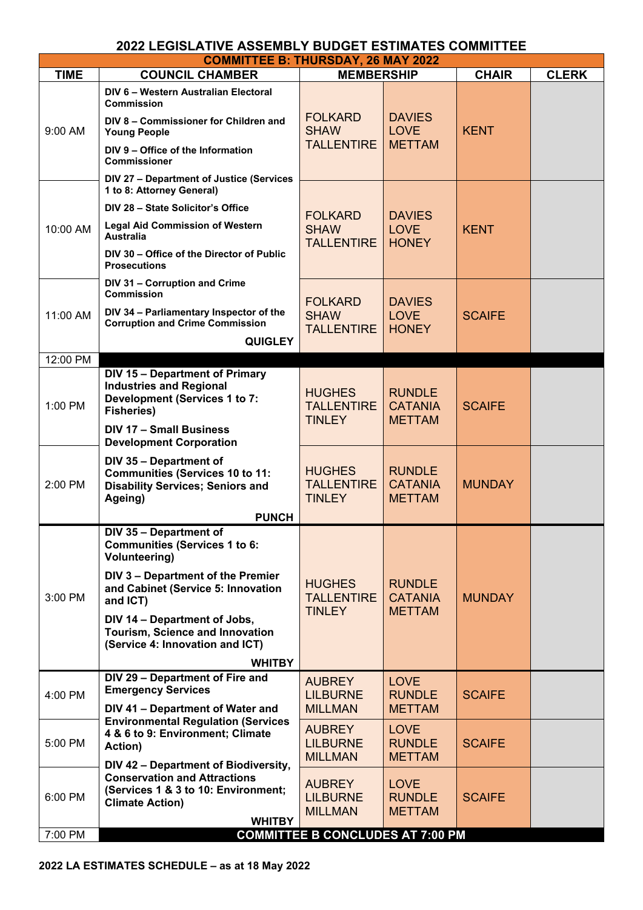# 2022 LEGISLATIVE ASSEMBLY BUDGET ESTIMATES COMMITTEE

## COMMITTEE B: THURSDAY, 26 MAY 2022

| TIME | COUNCIL CHAMBER | MEMBERSHIP | | CHAIR | CLERK |
|---|---|---|---|---|---|
| 9:00 AM | **DIV 6 – Western Australian Electoral Commission**<br>**DIV 8 – Commissioner for Children and Young People**<br>**DIV 9 – Office of the Information Commissioner** | FOLKARD<br>SHAW<br>TALLENTIRE | DAVIES<br>LOVE<br>METTAM | KENT | |
| 10:00 AM | **DIV 27 – Department of Justice (Services 1 to 8: Attorney General)**<br>**DIV 28 – State Solicitor's Office**<br>**Legal Aid Commission of Western Australia**<br>**DIV 30 – Office of the Director of Public Prosecutions** | FOLKARD<br>SHAW<br>TALLENTIRE | DAVIES<br>LOVE<br>HONEY | KENT | |
| 11:00 AM | **DIV 31 – Corruption and Crime Commission**<br>**DIV 34 – Parliamentary Inspector of the Corruption and Crime Commission**<br>**QUIGLEY** | FOLKARD<br>SHAW<br>TALLENTIRE | DAVIES<br>LOVE<br>HONEY | SCAIFE | |
| 12:00 PM | | | | | |
| 1:00 PM | **DIV 15 – Department of Primary Industries and Regional Development (Services 1 to 7: Fisheries)**<br>**DIV 17 – Small Business Development Corporation** | HUGHES<br>TALLENTIRE<br>TINLEY | RUNDLE<br>CATANIA<br>METTAM | SCAIFE | |
| 2:00 PM | **DIV 35 – Department of Communities (Services 10 to 11: Disability Services; Seniors and Ageing)**<br>**PUNCH** | HUGHES<br>TALLENTIRE<br>TINLEY | RUNDLE<br>CATANIA<br>METTAM | MUNDAY | |
| 3:00 PM | **DIV 35 – Department of Communities (Services 1 to 6: Volunteering)**<br>**DIV 3 – Department of the Premier and Cabinet (Service 5: Innovation and ICT)**<br>**DIV 14 – Department of Jobs, Tourism, Science and Innovation (Service 4: Innovation and ICT)**<br>**WHITBY** | HUGHES<br>TALLENTIRE<br>TINLEY | RUNDLE<br>CATANIA<br>METTAM | MUNDAY | |
| 4:00 PM | **DIV 29 – Department of Fire and Emergency Services**<br>**DIV 41 – Department of Water and Environmental Regulation (Services 4 & 6 to 9: Environment; Climate Action)**<br>**DIV 42 – Department of Biodiversity, Conservation and Attractions (Services 1 & 3 to 10: Environment; Climate Action)**<br>**WHITBY** | AUBREY<br>LILBURNE<br>MILLMAN | LOVE<br>RUNDLE<br>METTAM | SCAIFE | |
| 5:00 PM | | AUBREY<br>LILBURNE<br>MILLMAN | LOVE<br>RUNDLE<br>METTAM | SCAIFE | |
| 6:00 PM | | AUBREY<br>LILBURNE<br>MILLMAN | LOVE<br>RUNDLE<br>METTAM | SCAIFE | |
| 7:00 PM | **COMMITTEE B CONCLUDES AT 7:00 PM** | | | | |

**2022 LA ESTIMATES SCHEDULE – as at 18 May 2022**